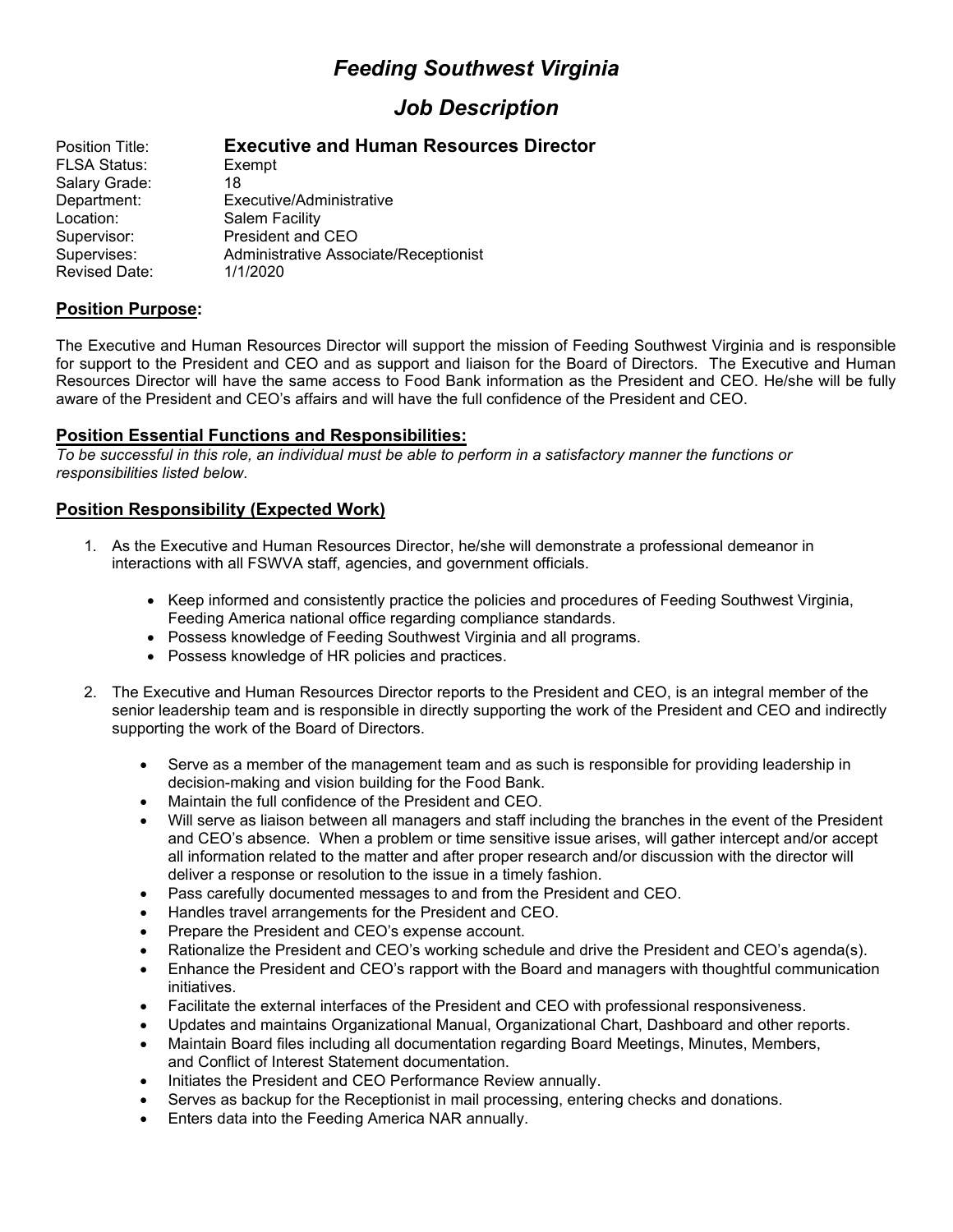# *Feeding Southwest Virginia*

## *Job Description*

| | |
|---|---|
| Position Title: | **Executive and Human Resources Director** |
| FLSA Status: | Exempt |
| Salary Grade: | 18 |
| Department: | Executive/Administrative |
| Location: | Salem Facility |
| Supervisor: | President and CEO |
| Supervises: | Administrative Associate/Receptionist |
| Revised Date: | 1/1/2020 |

### **Position Purpose:**

The Executive and Human Resources Director will support the mission of Feeding Southwest Virginia and is responsible for support to the President and CEO and as support and liaison for the Board of Directors. The Executive and Human Resources Director will have the same access to Food Bank information as the President and CEO. He/she will be fully aware of the President and CEO's affairs and will have the full confidence of the President and CEO.

### **Position Essential Functions and Responsibilities:**

*To be successful in this role, an individual must be able to perform in a satisfactory manner the functions or responsibilities listed below*.

### **Position Responsibility (Expected Work)**

1. As the Executive and Human Resources Director, he/she will demonstrate a professional demeanor in interactions with all FSWVA staff, agencies, and government officials.
    - Keep informed and consistently practice the policies and procedures of Feeding Southwest Virginia, Feeding America national office regarding compliance standards.
    - Possess knowledge of Feeding Southwest Virginia and all programs.
    - Possess knowledge of HR policies and practices.

2. The Executive and Human Resources Director reports to the President and CEO, is an integral member of the senior leadership team and is responsible in directly supporting the work of the President and CEO and indirectly supporting the work of the Board of Directors.
    - Serve as a member of the management team and as such is responsible for providing leadership in decision-making and vision building for the Food Bank.
    - Maintain the full confidence of the President and CEO.
    - Will serve as liaison between all managers and staff including the branches in the event of the President and CEO's absence. When a problem or time sensitive issue arises, will gather intercept and/or accept all information related to the matter and after proper research and/or discussion with the director will deliver a response or resolution to the issue in a timely fashion.
    - Pass carefully documented messages to and from the President and CEO.
    - Handles travel arrangements for the President and CEO.
    - Prepare the President and CEO's expense account.
    - Rationalize the President and CEO's working schedule and drive the President and CEO's agenda(s).
    - Enhance the President and CEO's rapport with the Board and managers with thoughtful communication initiatives.
    - Facilitate the external interfaces of the President and CEO with professional responsiveness.
    - Updates and maintains Organizational Manual, Organizational Chart, Dashboard and other reports.
    - Maintain Board files including all documentation regarding Board Meetings, Minutes, Members, and Conflict of Interest Statement documentation.
    - Initiates the President and CEO Performance Review annually.
    - Serves as backup for the Receptionist in mail processing, entering checks and donations.
    - Enters data into the Feeding America NAR annually.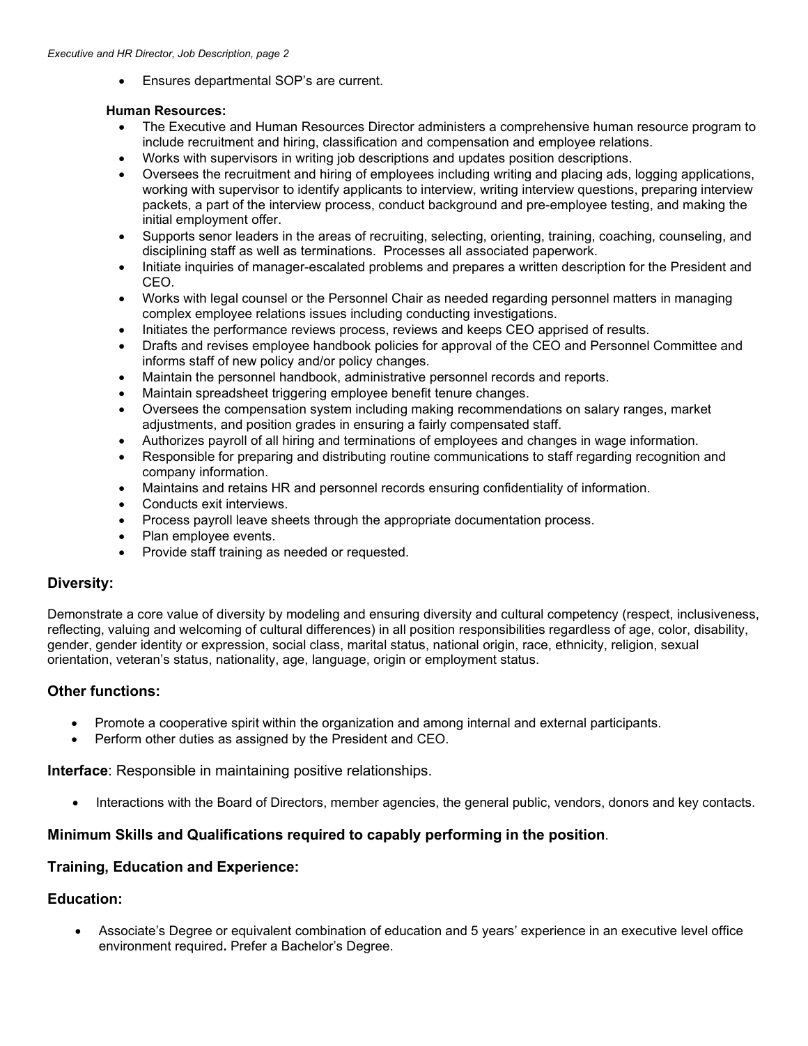- Ensures departmental SOP's are current.

**Human Resources:**

- The Executive and Human Resources Director administers a comprehensive human resource program to include recruitment and hiring, classification and compensation and employee relations.
- Works with supervisors in writing job descriptions and updates position descriptions.
- Oversees the recruitment and hiring of employees including writing and placing ads, logging applications, working with supervisor to identify applicants to interview, writing interview questions, preparing interview packets, a part of the interview process, conduct background and pre-employee testing, and making the initial employment offer.
- Supports senor leaders in the areas of recruiting, selecting, orienting, training, coaching, counseling, and disciplining staff as well as terminations. Processes all associated paperwork.
- Initiate inquiries of manager-escalated problems and prepares a written description for the President and CEO.
- Works with legal counsel or the Personnel Chair as needed regarding personnel matters in managing complex employee relations issues including conducting investigations.
- Initiates the performance reviews process, reviews and keeps CEO apprised of results.
- Drafts and revises employee handbook policies for approval of the CEO and Personnel Committee and informs staff of new policy and/or policy changes.
- Maintain the personnel handbook, administrative personnel records and reports.
- Maintain spreadsheet triggering employee benefit tenure changes.
- Oversees the compensation system including making recommendations on salary ranges, market adjustments, and position grades in ensuring a fairly compensated staff.
- Authorizes payroll of all hiring and terminations of employees and changes in wage information.
- Responsible for preparing and distributing routine communications to staff regarding recognition and company information.
- Maintains and retains HR and personnel records ensuring confidentiality of information.
- Conducts exit interviews.
- Process payroll leave sheets through the appropriate documentation process.
- Plan employee events.
- Provide staff training as needed or requested.

## Diversity:

Demonstrate a core value of diversity by modeling and ensuring diversity and cultural competency (respect, inclusiveness, reflecting, valuing and welcoming of cultural differences) in all position responsibilities regardless of age, color, disability, gender, gender identity or expression, social class, marital status, national origin, race, ethnicity, religion, sexual orientation, veteran's status, nationality, age, language, origin or employment status.

## Other functions:

- Promote a cooperative spirit within the organization and among internal and external participants.
- Perform other duties as assigned by the President and CEO.

**Interface**: Responsible in maintaining positive relationships.

- Interactions with the Board of Directors, member agencies, the general public, vendors, donors and key contacts.

## Minimum Skills and Qualifications required to capably performing in the position.

## Training, Education and Experience:

## Education:

- Associate's Degree or equivalent combination of education and 5 years' experience in an executive level office environment required**.** Prefer a Bachelor's Degree.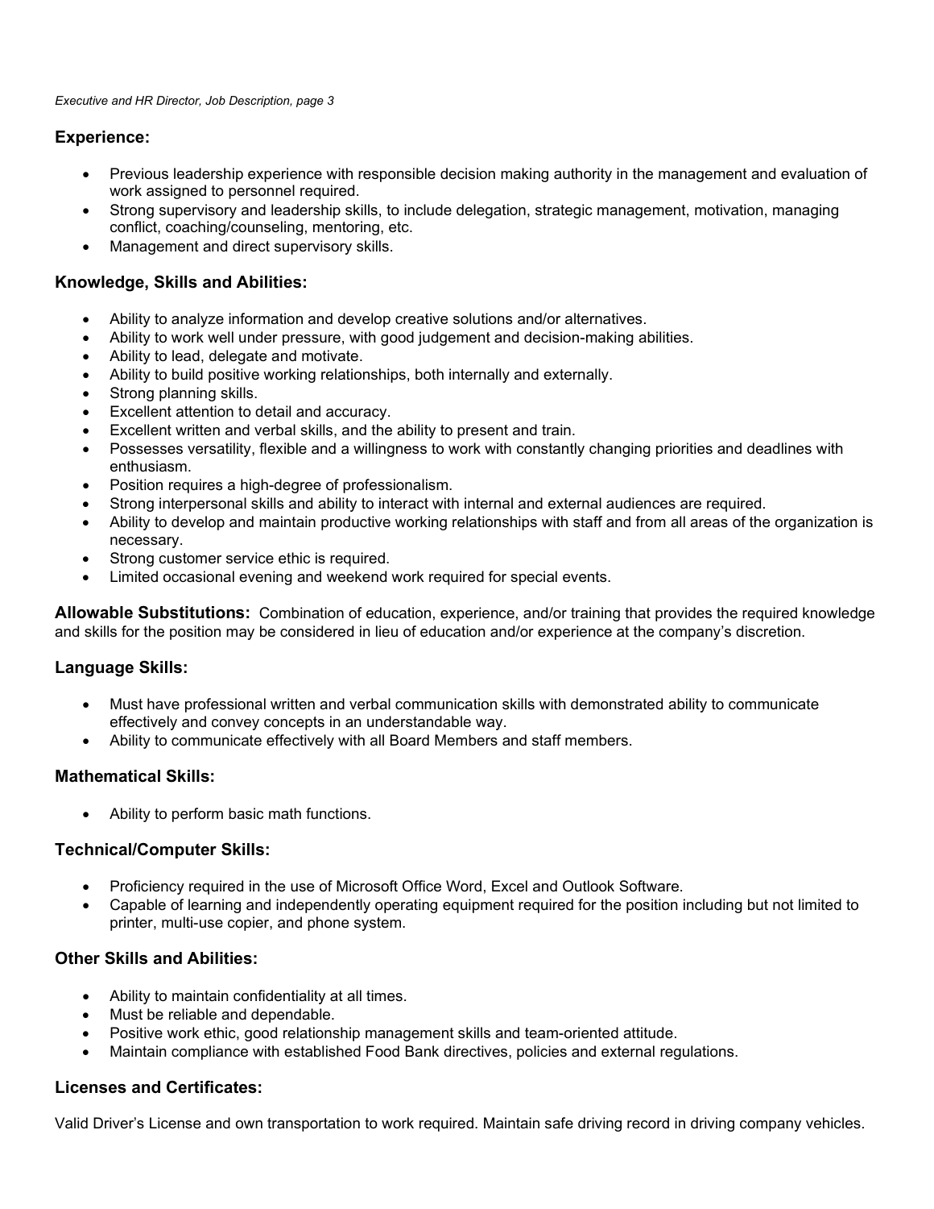## Experience:

- Previous leadership experience with responsible decision making authority in the management and evaluation of work assigned to personnel required.
- Strong supervisory and leadership skills, to include delegation, strategic management, motivation, managing conflict, coaching/counseling, mentoring, etc.
- Management and direct supervisory skills.

## Knowledge, Skills and Abilities:

- Ability to analyze information and develop creative solutions and/or alternatives.
- Ability to work well under pressure, with good judgement and decision-making abilities.
- Ability to lead, delegate and motivate.
- Ability to build positive working relationships, both internally and externally.
- Strong planning skills.
- Excellent attention to detail and accuracy.
- Excellent written and verbal skills, and the ability to present and train.
- Possesses versatility, flexible and a willingness to work with constantly changing priorities and deadlines with enthusiasm.
- Position requires a high-degree of professionalism.
- Strong interpersonal skills and ability to interact with internal and external audiences are required.
- Ability to develop and maintain productive working relationships with staff and from all areas of the organization is necessary.
- Strong customer service ethic is required.
- Limited occasional evening and weekend work required for special events.

**Allowable Substitutions:** Combination of education, experience, and/or training that provides the required knowledge and skills for the position may be considered in lieu of education and/or experience at the company's discretion.

## Language Skills:

- Must have professional written and verbal communication skills with demonstrated ability to communicate effectively and convey concepts in an understandable way.
- Ability to communicate effectively with all Board Members and staff members.

## Mathematical Skills:

- Ability to perform basic math functions.

## Technical/Computer Skills:

- Proficiency required in the use of Microsoft Office Word, Excel and Outlook Software.
- Capable of learning and independently operating equipment required for the position including but not limited to printer, multi-use copier, and phone system.

## Other Skills and Abilities:

- Ability to maintain confidentiality at all times.
- Must be reliable and dependable.
- Positive work ethic, good relationship management skills and team-oriented attitude.
- Maintain compliance with established Food Bank directives, policies and external regulations.

## Licenses and Certificates:

Valid Driver's License and own transportation to work required. Maintain safe driving record in driving company vehicles.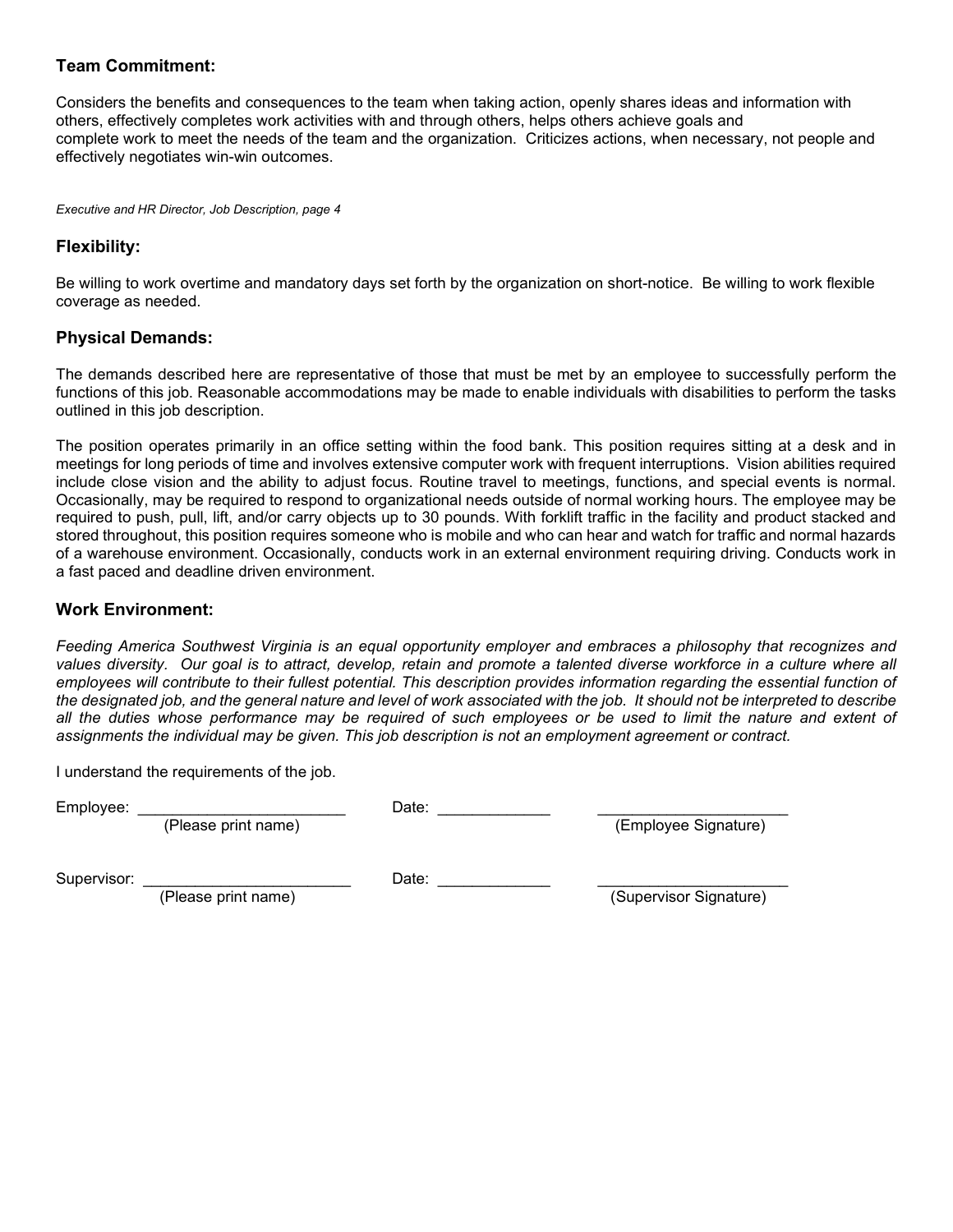## Team Commitment:

Considers the benefits and consequences to the team when taking action, openly shares ideas and information with others, effectively completes work activities with and through others, helps others achieve goals and complete work to meet the needs of the team and the organization. Criticizes actions, when necessary, not people and effectively negotiates win-win outcomes.

## Flexibility:

Be willing to work overtime and mandatory days set forth by the organization on short-notice. Be willing to work flexible coverage as needed.

## Physical Demands:

The demands described here are representative of those that must be met by an employee to successfully perform the functions of this job. Reasonable accommodations may be made to enable individuals with disabilities to perform the tasks outlined in this job description.

The position operates primarily in an office setting within the food bank. This position requires sitting at a desk and in meetings for long periods of time and involves extensive computer work with frequent interruptions. Vision abilities required include close vision and the ability to adjust focus. Routine travel to meetings, functions, and special events is normal. Occasionally, may be required to respond to organizational needs outside of normal working hours. The employee may be required to push, pull, lift, and/or carry objects up to 30 pounds. With forklift traffic in the facility and product stacked and stored throughout, this position requires someone who is mobile and who can hear and watch for traffic and normal hazards of a warehouse environment. Occasionally, conducts work in an external environment requiring driving. Conducts work in a fast paced and deadline driven environment.

## Work Environment:

*Feeding America Southwest Virginia is an equal opportunity employer and embraces a philosophy that recognizes and values diversity. Our goal is to attract, develop, retain and promote a talented diverse workforce in a culture where all employees will contribute to their fullest potential. This description provides information regarding the essential function of the designated job, and the general nature and level of work associated with the job. It should not be interpreted to describe all the duties whose performance may be required of such employees or be used to limit the nature and extent of assignments the individual may be given. This job description is not an employment agreement or contract.*

I understand the requirements of the job.

Employee: ________________________ Date: _____________ ______________________
(Please print name) (Employee Signature)

Supervisor: ________________________ Date: _____________ ______________________
(Please print name) (Supervisor Signature)